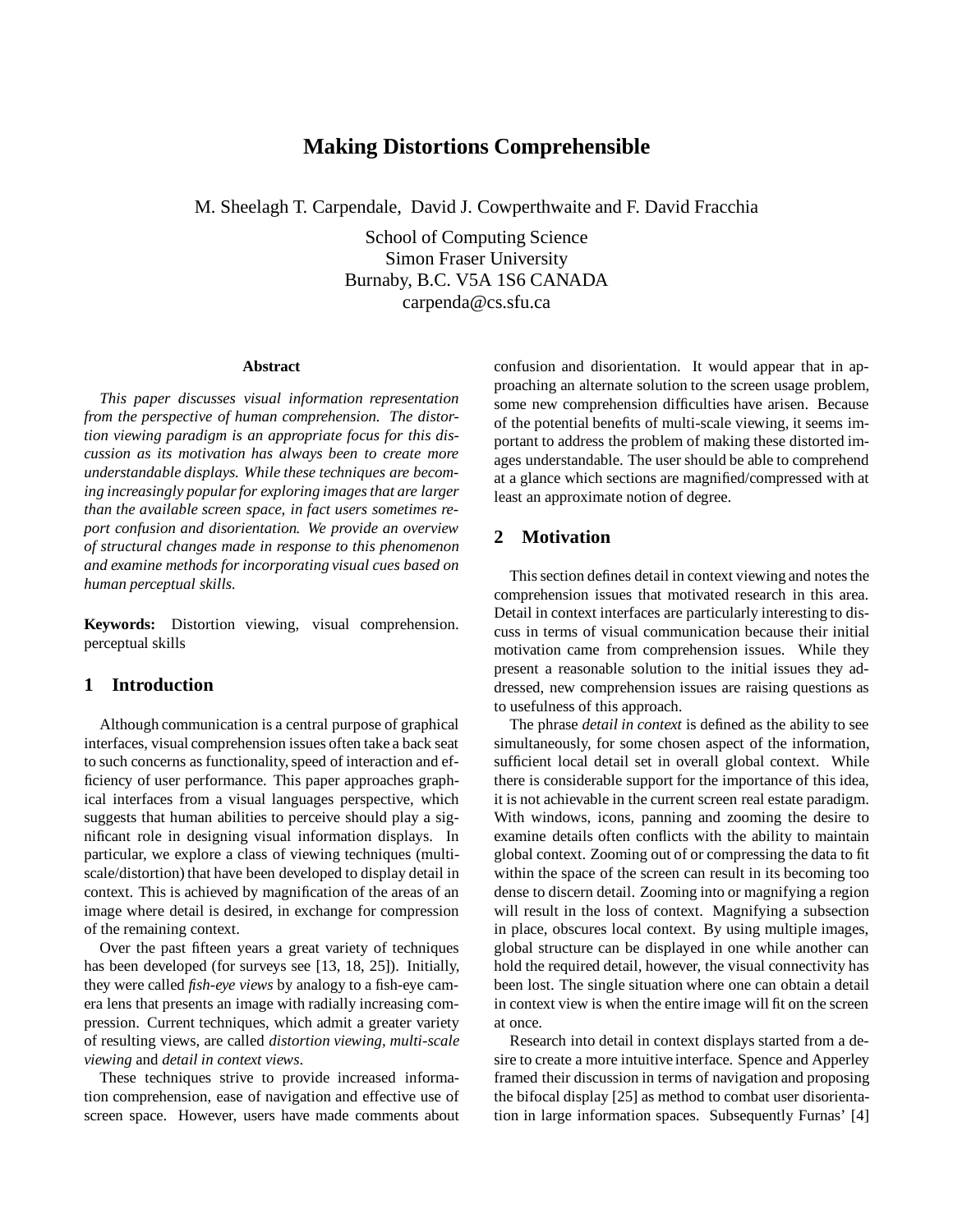# Making Distortions Comprehensible

M. Sheelagh T. Carpendale, David J. Cowperthwaite and F. David Fracchia

School of Computing Science
Simon Fraser University
Burnaby, B.C. V5A 1S6 CANADA
carpenda@cs.sfu.ca

### Abstract

*This paper discusses visual information representation from the perspective of human comprehension. The distortion viewing paradigm is an appropriate focus for this discussion as its motivation has always been to create more understandable displays. While these techniques are becoming increasingly popular for exploring images that are larger than the available screen space, in fact users sometimes report confusion and disorientation. We provide an overview of structural changes made in response to this phenomenon and examine methods for incorporating visual cues based on human perceptual skills.*

**Keywords:** Distortion viewing, visual comprehension. perceptual skills

## 1 Introduction

Although communication is a central purpose of graphical interfaces, visual comprehension issues often take a back seat to such concerns as functionality, speed of interaction and efficiency of user performance. This paper approaches graphical interfaces from a visual languages perspective, which suggests that human abilities to perceive should play a significant role in designing visual information displays. In particular, we explore a class of viewing techniques (multi-scale/distortion) that have been developed to display detail in context. This is achieved by magnification of the areas of an image where detail is desired, in exchange for compression of the remaining context.

Over the past fifteen years a great variety of techniques has been developed (for surveys see [13, 18, 25]). Initially, they were called *fish-eye views* by analogy to a fish-eye camera lens that presents an image with radially increasing compression. Current techniques, which admit a greater variety of resulting views, are called *distortion viewing*, *multi-scale viewing* and *detail in context views*.

These techniques strive to provide increased information comprehension, ease of navigation and effective use of screen space. However, users have made comments about confusion and disorientation. It would appear that in approaching an alternate solution to the screen usage problem, some new comprehension difficulties have arisen. Because of the potential benefits of multi-scale viewing, it seems important to address the problem of making these distorted images understandable. The user should be able to comprehend at a glance which sections are magnified/compressed with at least an approximate notion of degree.

## 2 Motivation

This section defines detail in context viewing and notes the comprehension issues that motivated research in this area. Detail in context interfaces are particularly interesting to discuss in terms of visual communication because their initial motivation came from comprehension issues. While they present a reasonable solution to the initial issues they addressed, new comprehension issues are raising questions as to usefulness of this approach.

The phrase *detail in context* is defined as the ability to see simultaneously, for some chosen aspect of the information, sufficient local detail set in overall global context. While there is considerable support for the importance of this idea, it is not achievable in the current screen real estate paradigm. With windows, icons, panning and zooming the desire to examine details often conflicts with the ability to maintain global context. Zooming out of or compressing the data to fit within the space of the screen can result in its becoming too dense to discern detail. Zooming into or magnifying a region will result in the loss of context. Magnifying a subsection in place, obscures local context. By using multiple images, global structure can be displayed in one while another can hold the required detail, however, the visual connectivity has been lost. The single situation where one can obtain a detail in context view is when the entire image will fit on the screen at once.

Research into detail in context displays started from a desire to create a more intuitive interface. Spence and Apperley framed their discussion in terms of navigation and proposing the bifocal display [25] as method to combat user disorientation in large information spaces. Subsequently Furnas' [4]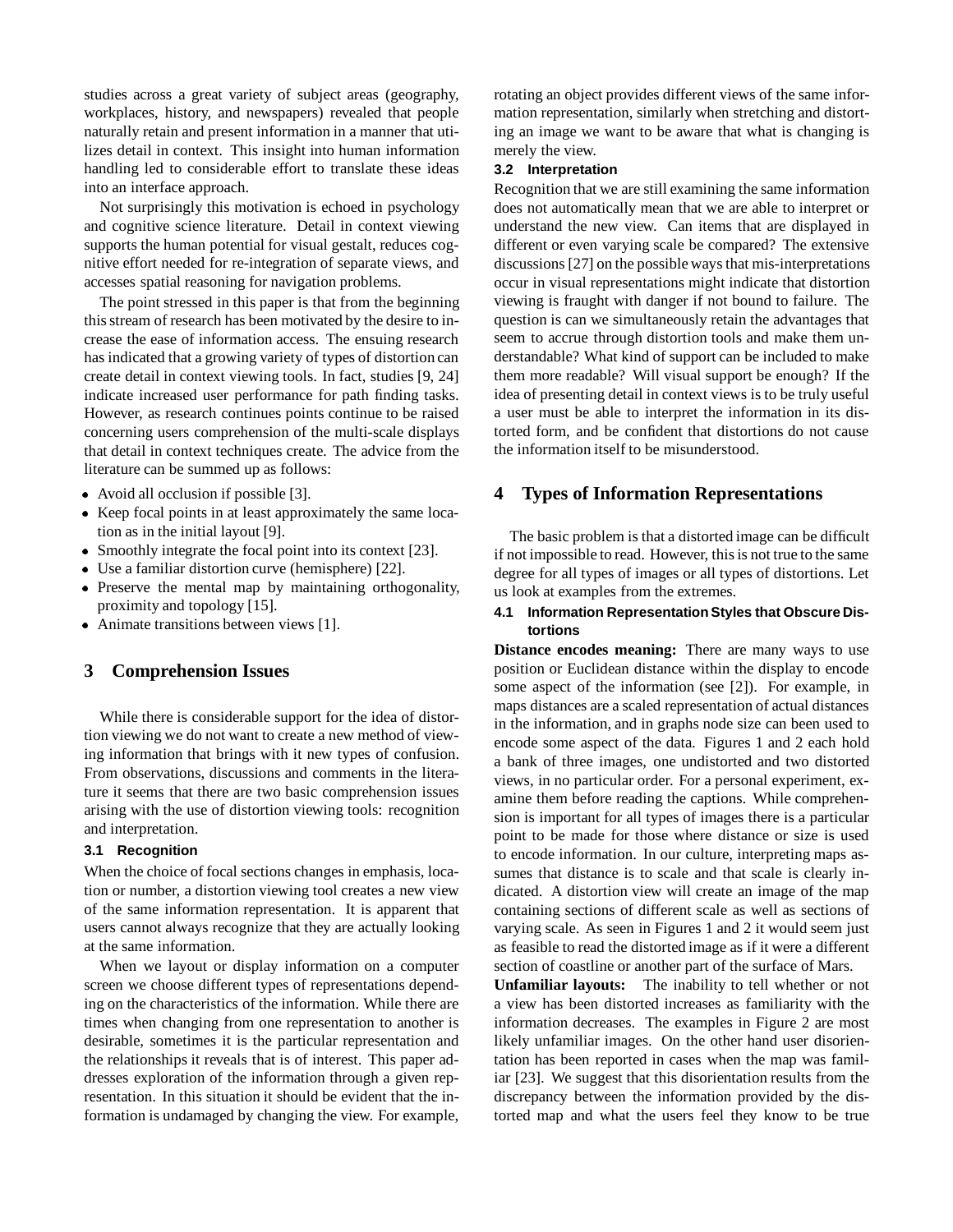studies across a great variety of subject areas (geography, workplaces, history, and newspapers) revealed that people naturally retain and present information in a manner that utilizes detail in context. This insight into human information handling led to considerable effort to translate these ideas into an interface approach.

Not surprisingly this motivation is echoed in psychology and cognitive science literature. Detail in context viewing supports the human potential for visual gestalt, reduces cognitive effort needed for re-integration of separate views, and accesses spatial reasoning for navigation problems.

The point stressed in this paper is that from the beginning this stream of research has been motivated by the desire to increase the ease of information access. The ensuing research has indicated that a growing variety of types of distortion can create detail in context viewing tools. In fact, studies [9, 24] indicate increased user performance for path finding tasks. However, as research continues points continue to be raised concerning users comprehension of the multi-scale displays that detail in context techniques create. The advice from the literature can be summed up as follows:

- Avoid all occlusion if possible [3].
- Keep focal points in at least approximately the same location as in the initial layout [9].
- Smoothly integrate the focal point into its context [23].
- Use a familiar distortion curve (hemisphere) [22].
- Preserve the mental map by maintaining orthogonality, proximity and topology [15].
- Animate transitions between views [1].

## 3 Comprehension Issues

While there is considerable support for the idea of distortion viewing we do not want to create a new method of viewing information that brings with it new types of confusion. From observations, discussions and comments in the literature it seems that there are two basic comprehension issues arising with the use of distortion viewing tools: recognition and interpretation.

### 3.1 Recognition

When the choice of focal sections changes in emphasis, location or number, a distortion viewing tool creates a new view of the same information representation. It is apparent that users cannot always recognize that they are actually looking at the same information.

When we layout or display information on a computer screen we choose different types of representations depending on the characteristics of the information. While there are times when changing from one representation to another is desirable, sometimes it is the particular representation and the relationships it reveals that is of interest. This paper addresses exploration of the information through a given representation. In this situation it should be evident that the information is undamaged by changing the view. For example, rotating an object provides different views of the same information representation, similarly when stretching and distorting an image we want to be aware that what is changing is merely the view.

### 3.2 Interpretation

Recognition that we are still examining the same information does not automatically mean that we are able to interpret or understand the new view. Can items that are displayed in different or even varying scale be compared? The extensive discussions [27] on the possible ways that mis-interpretations occur in visual representations might indicate that distortion viewing is fraught with danger if not bound to failure. The question is can we simultaneously retain the advantages that seem to accrue through distortion tools and make them understandable? What kind of support can be included to make them more readable? Will visual support be enough? If the idea of presenting detail in context views is to be truly useful a user must be able to interpret the information in its distorted form, and be confident that distortions do not cause the information itself to be misunderstood.

## 4 Types of Information Representations

The basic problem is that a distorted image can be difficult if not impossible to read. However, this is not true to the same degree for all types of images or all types of distortions. Let us look at examples from the extremes.

### 4.1 Information Representation Styles that Obscure Distortions

**Distance encodes meaning:** There are many ways to use position or Euclidean distance within the display to encode some aspect of the information (see [2]). For example, in maps distances are a scaled representation of actual distances in the information, and in graphs node size can been used to encode some aspect of the data. Figures 1 and 2 each hold a bank of three images, one undistorted and two distorted views, in no particular order. For a personal experiment, examine them before reading the captions. While comprehension is important for all types of images there is a particular point to be made for those where distance or size is used to encode information. In our culture, interpreting maps assumes that distance is to scale and that scale is clearly indicated. A distortion view will create an image of the map containing sections of different scale as well as sections of varying scale. As seen in Figures 1 and 2 it would seem just as feasible to read the distorted image as if it were a different section of coastline or another part of the surface of Mars.

**Unfamiliar layouts:** The inability to tell whether or not a view has been distorted increases as familiarity with the information decreases. The examples in Figure 2 are most likely unfamiliar images. On the other hand user disorientation has been reported in cases when the map was familiar [23]. We suggest that this disorientation results from the discrepancy between the information provided by the distorted map and what the users feel they know to be true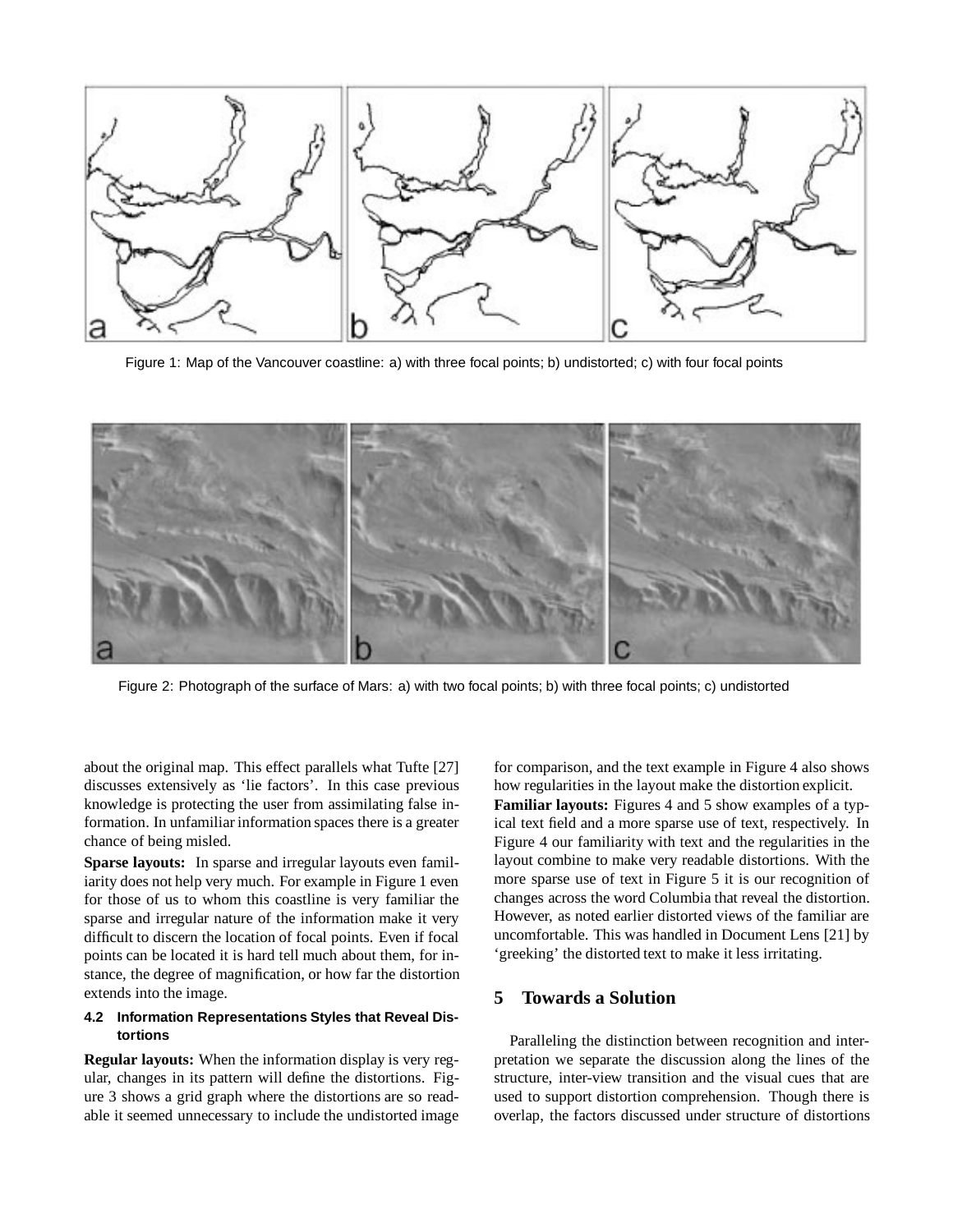Figure 1: Map of the Vancouver coastline: a) with three focal points; b) undistorted; c) with four focal points

Figure 2: Photograph of the surface of Mars: a) with two focal points; b) with three focal points; c) undistorted

about the original map. This effect parallels what Tufte [27] discusses extensively as 'lie factors'. In this case previous knowledge is protecting the user from assimilating false information. In unfamiliar information spaces there is a greater chance of being misled.

**Sparse layouts:** In sparse and irregular layouts even familiarity does not help very much. For example in Figure 1 even for those of us to whom this coastline is very familiar the sparse and irregular nature of the information make it very difficult to discern the location of focal points. Even if focal points can be located it is hard tell much about them, for instance, the degree of magnification, or how far the distortion extends into the image.

### 4.2 Information Representations Styles that Reveal Distortions

**Regular layouts:** When the information display is very regular, changes in its pattern will define the distortions. Figure 3 shows a grid graph where the distortions are so readable it seemed unnecessary to include the undistorted image for comparison, and the text example in Figure 4 also shows how regularities in the layout make the distortion explicit.

**Familiar layouts:** Figures 4 and 5 show examples of a typical text field and a more sparse use of text, respectively. In Figure 4 our familiarity with text and the regularities in the layout combine to make very readable distortions. With the more sparse use of text in Figure 5 it is our recognition of changes across the word Columbia that reveal the distortion. However, as noted earlier distorted views of the familiar are uncomfortable. This was handled in Document Lens [21] by 'greeking' the distorted text to make it less irritating.

## 5 Towards a Solution

Paralleling the distinction between recognition and interpretation we separate the discussion along the lines of the structure, inter-view transition and the visual cues that are used to support distortion comprehension. Though there is overlap, the factors discussed under structure of distortions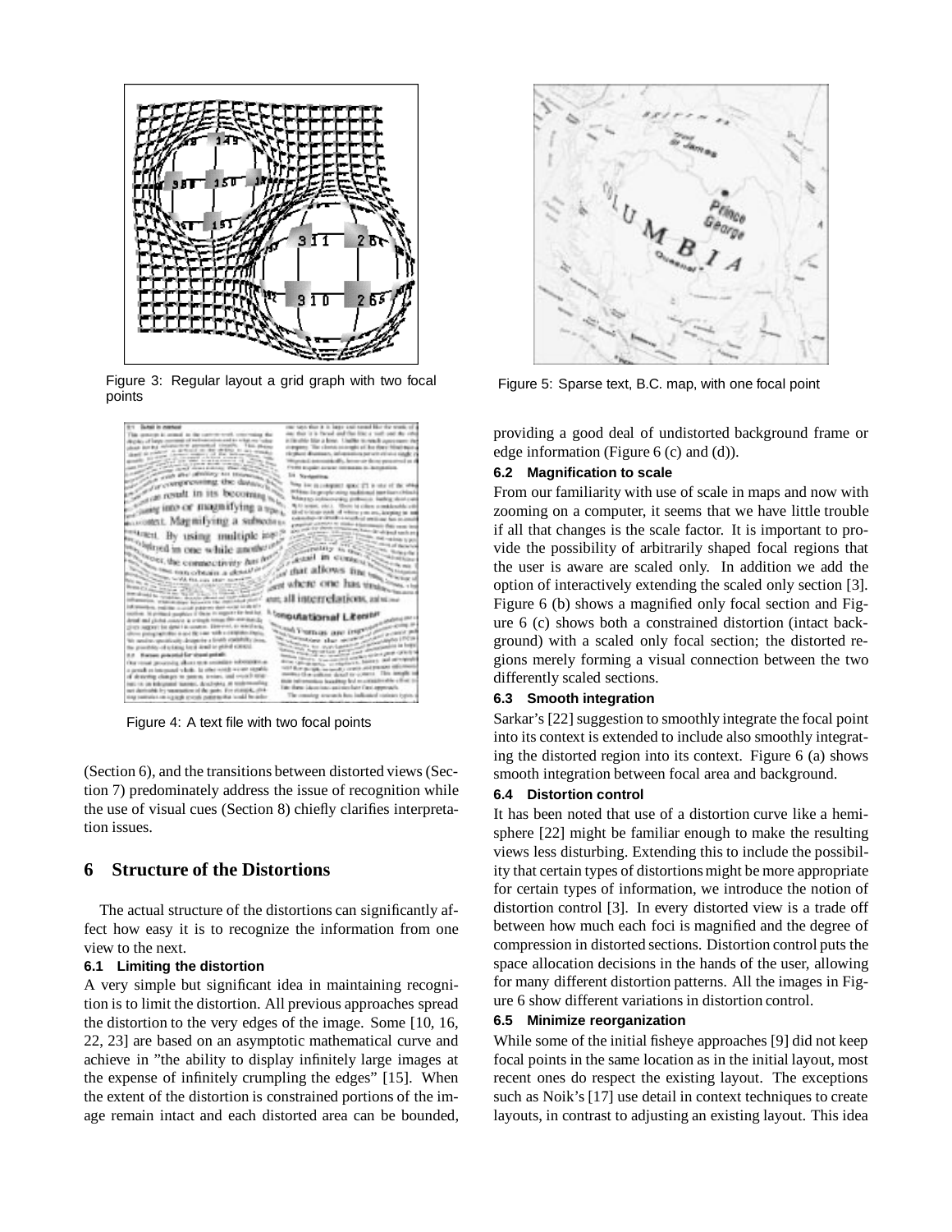Figure 3: Regular layout a grid graph with two focal points

Figure 4: A text file with two focal points

(Section 6), and the transitions between distorted views (Section 7) predominately address the issue of recognition while the use of visual cues (Section 8) chiefly clarifies interpretation issues.

## 6 Structure of the Distortions

The actual structure of the distortions can significantly affect how easy it is to recognize the information from one view to the next.

### 6.1 Limiting the distortion

A very simple but significant idea in maintaining recognition is to limit the distortion. All previous approaches spread the distortion to the very edges of the image. Some [10, 16, 22, 23] are based on an asymptotic mathematical curve and achieve in "the ability to display infinitely large images at the expense of infinitely crumpling the edges" [15]. When the extent of the distortion is constrained portions of the image remain intact and each distorted area can be bounded, providing a good deal of undistorted background frame or edge information (Figure 6 (c) and (d)).

Figure 5: Sparse text, B.C. map, with one focal point

### 6.2 Magnification to scale

From our familiarity with use of scale in maps and now with zooming on a computer, it seems that we have little trouble if all that changes is the scale factor. It is important to provide the possibility of arbitrarily shaped focal regions that the user is aware are scaled only. In addition we add the option of interactively extending the scaled only section [3]. Figure 6 (b) shows a magnified only focal section and Figure 6 (c) shows both a constrained distortion (intact background) with a scaled only focal section; the distorted regions merely forming a visual connection between the two differently scaled sections.

### 6.3 Smooth integration

Sarkar's [22] suggestion to smoothly integrate the focal point into its context is extended to include also smoothly integrating the distorted region into its context. Figure 6 (a) shows smooth integration between focal area and background.

### 6.4 Distortion control

It has been noted that use of a distortion curve like a hemisphere [22] might be familiar enough to make the resulting views less disturbing. Extending this to include the possibility that certain types of distortions might be more appropriate for certain types of information, we introduce the notion of distortion control [3]. In every distorted view is a trade off between how much each foci is magnified and the degree of compression in distorted sections. Distortion control puts the space allocation decisions in the hands of the user, allowing for many different distortion patterns. All the images in Figure 6 show different variations in distortion control.

### 6.5 Minimize reorganization

While some of the initial fisheye approaches [9] did not keep focal points in the same location as in the initial layout, most recent ones do respect the existing layout. The exceptions such as Noik's [17] use detail in context techniques to create layouts, in contrast to adjusting an existing layout. This idea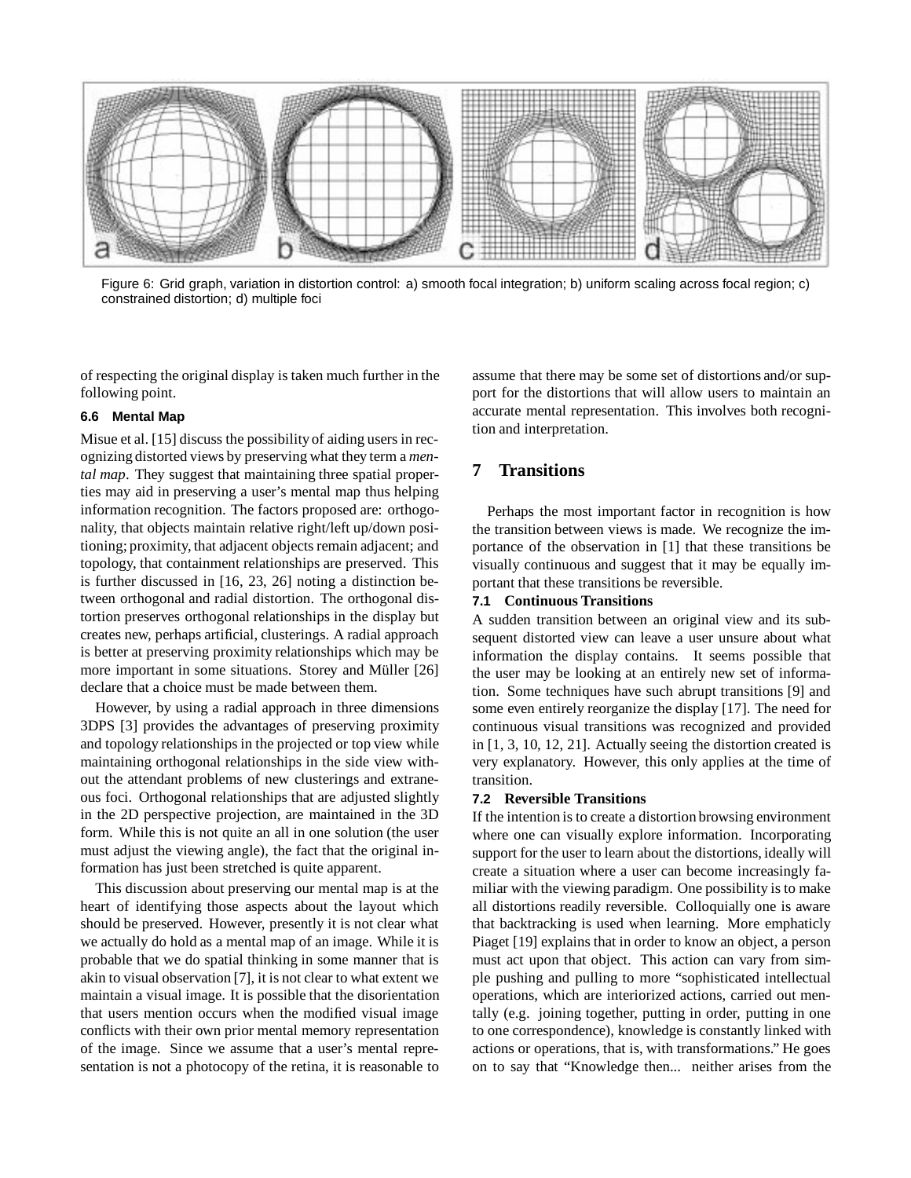Figure 6: Grid graph, variation in distortion control: a) smooth focal integration; b) uniform scaling across focal region; c) constrained distortion; d) multiple foci

of respecting the original display is taken much further in the following point.

### 6.6 Mental Map

Misue et al. [15] discuss the possibility of aiding users in recognizing distorted views by preserving what they term a *mental map*. They suggest that maintaining three spatial properties may aid in preserving a user's mental map thus helping information recognition. The factors proposed are: orthogonality, that objects maintain relative right/left up/down positioning; proximity, that adjacent objects remain adjacent; and topology, that containment relationships are preserved. This is further discussed in [16, 23, 26] noting a distinction between orthogonal and radial distortion. The orthogonal distortion preserves orthogonal relationships in the display but creates new, perhaps artificial, clusterings. A radial approach is better at preserving proximity relationships which may be more important in some situations. Storey and Müller [26] declare that a choice must be made between them.

However, by using a radial approach in three dimensions 3DPS [3] provides the advantages of preserving proximity and topology relationships in the projected or top view while maintaining orthogonal relationships in the side view without the attendant problems of new clusterings and extraneous foci. Orthogonal relationships that are adjusted slightly in the 2D perspective projection, are maintained in the 3D form. While this is not quite an all in one solution (the user must adjust the viewing angle), the fact that the original information has just been stretched is quite apparent.

This discussion about preserving our mental map is at the heart of identifying those aspects about the layout which should be preserved. However, presently it is not clear what we actually do hold as a mental map of an image. While it is probable that we do spatial thinking in some manner that is akin to visual observation [7], it is not clear to what extent we maintain a visual image. It is possible that the disorientation that users mention occurs when the modified visual image conflicts with their own prior mental memory representation of the image. Since we assume that a user's mental representation is not a photocopy of the retina, it is reasonable to assume that there may be some set of distortions and/or support for the distortions that will allow users to maintain an accurate mental representation. This involves both recognition and interpretation.

## 7 Transitions

Perhaps the most important factor in recognition is how the transition between views is made. We recognize the importance of the observation in [1] that these transitions be visually continuous and suggest that it may be equally important that these transitions be reversible.

### 7.1 Continuous Transitions

A sudden transition between an original view and its subsequent distorted view can leave a user unsure about what information the display contains. It seems possible that the user may be looking at an entirely new set of information. Some techniques have such abrupt transitions [9] and some even entirely reorganize the display [17]. The need for continuous visual transitions was recognized and provided in [1, 3, 10, 12, 21]. Actually seeing the distortion created is very explanatory. However, this only applies at the time of transition.

### 7.2 Reversible Transitions

If the intention is to create a distortion browsing environment where one can visually explore information. Incorporating support for the user to learn about the distortions, ideally will create a situation where a user can become increasingly familiar with the viewing paradigm. One possibility is to make all distortions readily reversible. Colloquially one is aware that backtracking is used when learning. More emphaticly Piaget [19] explains that in order to know an object, a person must act upon that object. This action can vary from simple pushing and pulling to more "sophisticated intellectual operations, which are interiorized actions, carried out mentally (e.g. joining together, putting in order, putting in one to one correspondence), knowledge is constantly linked with actions or operations, that is, with transformations." He goes on to say that "Knowledge then... neither arises from the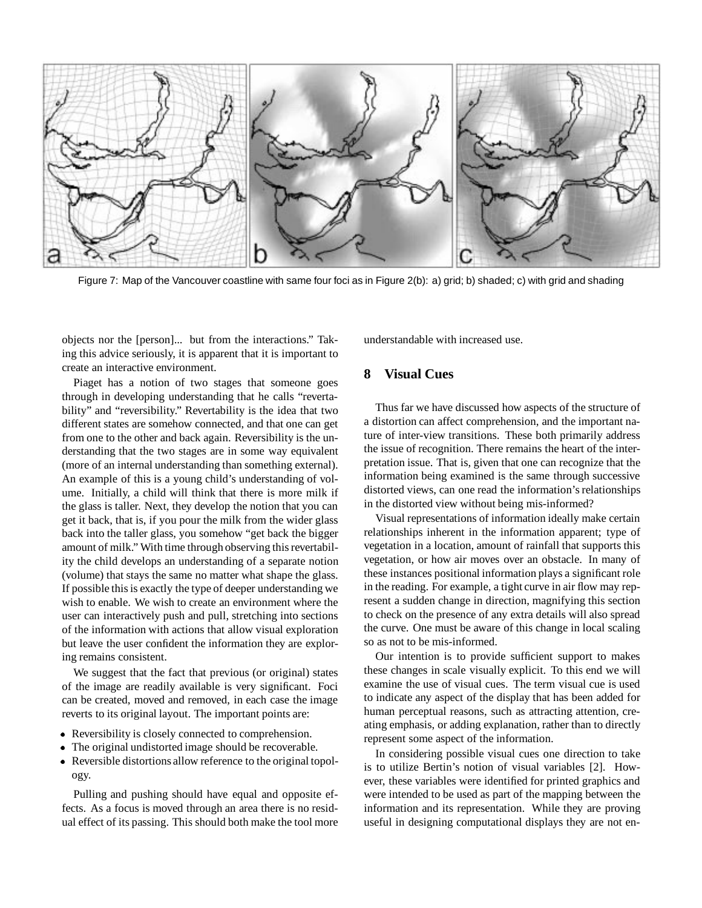Figure 7: Map of the Vancouver coastline with same four foci as in Figure 2(b): a) grid; b) shaded; c) with grid and shading

objects nor the [person]... but from the interactions." Taking this advice seriously, it is apparent that it is important to create an interactive environment.

Piaget has a notion of two stages that someone goes through in developing understanding that he calls "revertability" and "reversibility." Revertability is the idea that two different states are somehow connected, and that one can get from one to the other and back again. Reversibility is the understanding that the two stages are in some way equivalent (more of an internal understanding than something external). An example of this is a young child's understanding of volume. Initially, a child will think that there is more milk if the glass is taller. Next, they develop the notion that you can get it back, that is, if you pour the milk from the wider glass back into the taller glass, you somehow "get back the bigger amount of milk." With time through observing this revertability the child develops an understanding of a separate notion (volume) that stays the same no matter what shape the glass. If possible this is exactly the type of deeper understanding we wish to enable. We wish to create an environment where the user can interactively push and pull, stretching into sections of the information with actions that allow visual exploration but leave the user confident the information they are exploring remains consistent.

We suggest that the fact that previous (or original) states of the image are readily available is very significant. Foci can be created, moved and removed, in each case the image reverts to its original layout. The important points are:

- Reversibility is closely connected to comprehension.
- The original undistorted image should be recoverable.
- Reversible distortions allow reference to the original topology.

Pulling and pushing should have equal and opposite effects. As a focus is moved through an area there is no residual effect of its passing. This should both make the tool more understandable with increased use.

## 8 Visual Cues

Thus far we have discussed how aspects of the structure of a distortion can affect comprehension, and the important nature of inter-view transitions. These both primarily address the issue of recognition. There remains the heart of the interpretation issue. That is, given that one can recognize that the information being examined is the same through successive distorted views, can one read the information's relationships in the distorted view without being mis-informed?

Visual representations of information ideally make certain relationships inherent in the information apparent; type of vegetation in a location, amount of rainfall that supports this vegetation, or how air moves over an obstacle. In many of these instances positional information plays a significant role in the reading. For example, a tight curve in air flow may represent a sudden change in direction, magnifying this section to check on the presence of any extra details will also spread the curve. One must be aware of this change in local scaling so as not to be mis-informed.

Our intention is to provide sufficient support to makes these changes in scale visually explicit. To this end we will examine the use of visual cues. The term visual cue is used to indicate any aspect of the display that has been added for human perceptual reasons, such as attracting attention, creating emphasis, or adding explanation, rather than to directly represent some aspect of the information.

In considering possible visual cues one direction to take is to utilize Bertin's notion of visual variables [2]. However, these variables were identified for printed graphics and were intended to be used as part of the mapping between the information and its representation. While they are proving useful in designing computational displays they are not en-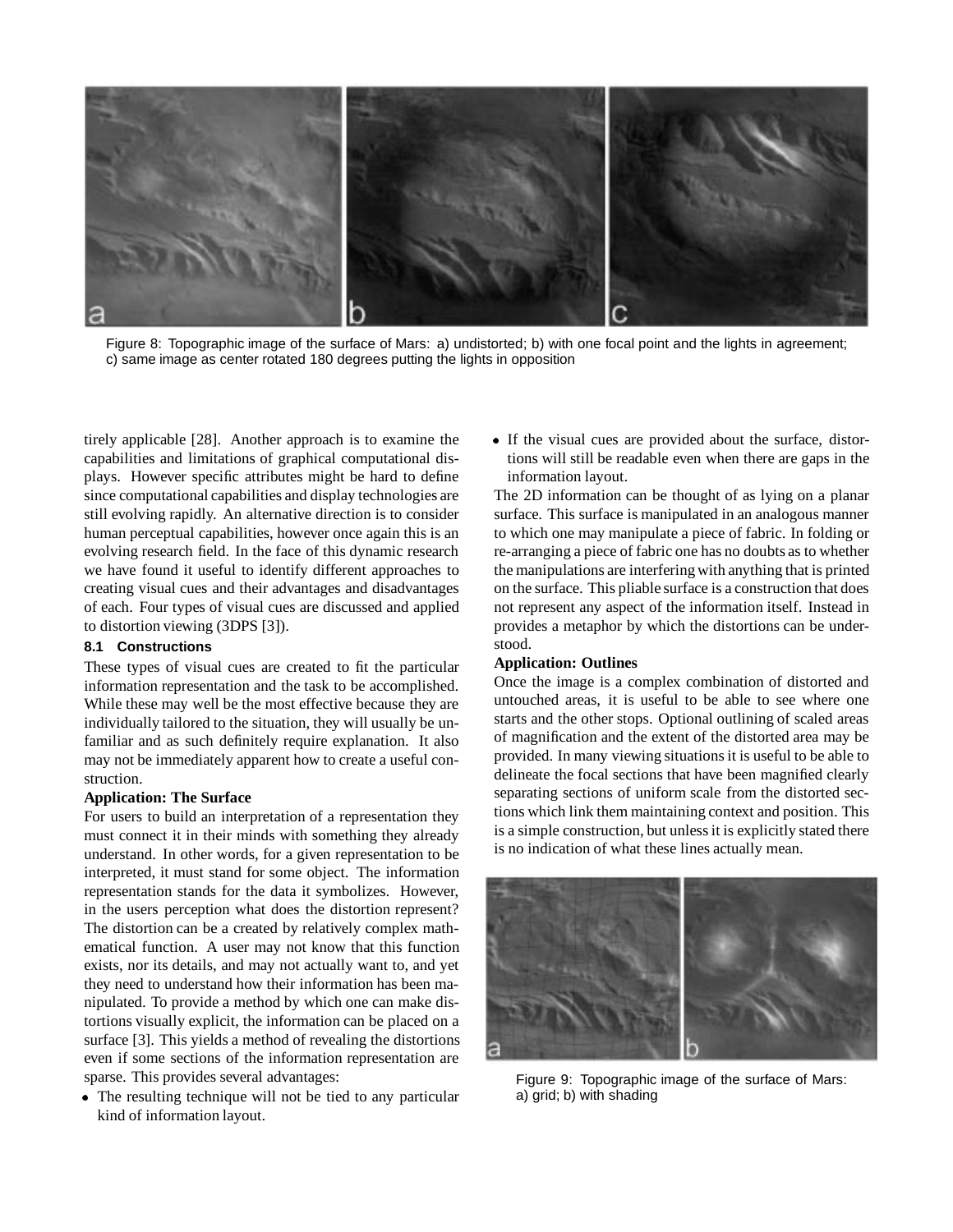Figure 8: Topographic image of the surface of Mars: a) undistorted; b) with one focal point and the lights in agreement; c) same image as center rotated 180 degrees putting the lights in opposition

tirely applicable [28]. Another approach is to examine the capabilities and limitations of graphical computational displays. However specific attributes might be hard to define since computational capabilities and display technologies are still evolving rapidly. An alternative direction is to consider human perceptual capabilities, however once again this is an evolving research field. In the face of this dynamic research we have found it useful to identify different approaches to creating visual cues and their advantages and disadvantages of each. Four types of visual cues are discussed and applied to distortion viewing (3DPS [3]).

### 8.1 Constructions

These types of visual cues are created to fit the particular information representation and the task to be accomplished. While these may well be the most effective because they are individually tailored to the situation, they will usually be unfamiliar and as such definitely require explanation. It also may not be immediately apparent how to create a useful construction.

**Application: The Surface**

For users to build an interpretation of a representation they must connect it in their minds with something they already understand. In other words, for a given representation to be interpreted, it must stand for some object. The information representation stands for the data it symbolizes. However, in the users perception what does the distortion represent? The distortion can be a created by relatively complex mathematical function. A user may not know that this function exists, nor its details, and may not actually want to, and yet they need to understand how their information has been manipulated. To provide a method by which one can make distortions visually explicit, the information can be placed on a surface [3]. This yields a method of revealing the distortions even if some sections of the information representation are sparse. This provides several advantages:

- The resulting technique will not be tied to any particular kind of information layout.
- If the visual cues are provided about the surface, distortions will still be readable even when there are gaps in the information layout.

The 2D information can be thought of as lying on a planar surface. This surface is manipulated in an analogous manner to which one may manipulate a piece of fabric. In folding or re-arranging a piece of fabric one has no doubts as to whether the manipulations are interfering with anything that is printed on the surface. This pliable surface is a construction that does not represent any aspect of the information itself. Instead in provides a metaphor by which the distortions can be understood.

**Application: Outlines**

Once the image is a complex combination of distorted and untouched areas, it is useful to be able to see where one starts and the other stops. Optional outlining of scaled areas of magnification and the extent of the distorted area may be provided. In many viewing situations it is useful to be able to delineate the focal sections that have been magnified clearly separating sections of uniform scale from the distorted sections which link them maintaining context and position. This is a simple construction, but unless it is explicitly stated there is no indication of what these lines actually mean.

Figure 9: Topographic image of the surface of Mars: a) grid; b) with shading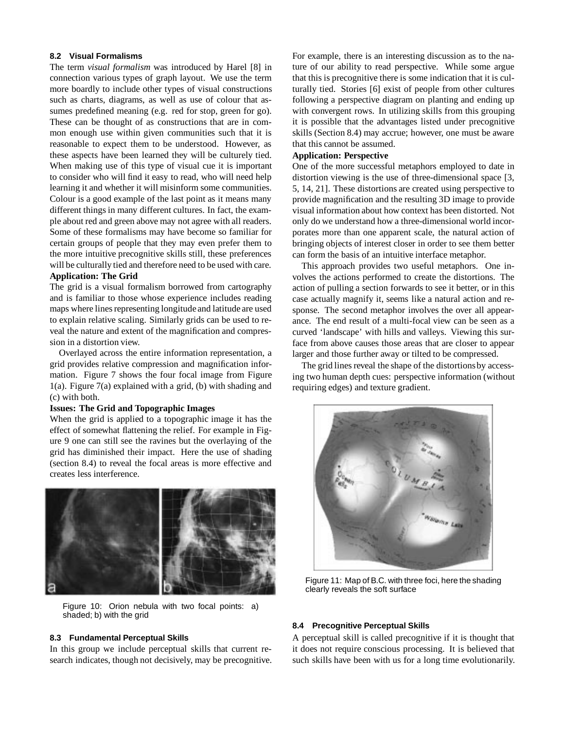### 8.2 Visual Formalisms

The term *visual formalism* was introduced by Harel [8] in connection various types of graph layout. We use the term more boardly to include other types of visual constructions such as charts, diagrams, as well as use of colour that assumes predefined meaning (e.g. red for stop, green for go). These can be thought of as constructions that are in common enough use within given communities such that it is reasonable to expect them to be understood. However, as these aspects have been learned they will be culturely tied. When making use of this type of visual cue it is important to consider who will find it easy to read, who will need help learning it and whether it will misinform some communities. Colour is a good example of the last point as it means many different things in many different cultures. In fact, the example about red and green above may not agree with all readers. Some of these formalisms may have become so familiar for certain groups of people that they may even prefer them to the more intuitive precognitive skills still, these preferences will be culturally tied and therefore need to be used with care.

**Application: The Grid**

The grid is a visual formalism borrowed from cartography and is familiar to those whose experience includes reading maps where lines representing longitude and latitude are used to explain relative scaling. Similarly grids can be used to reveal the nature and extent of the magnification and compression in a distortion view.

Overlayed across the entire information representation, a grid provides relative compression and magnification information. Figure 7 shows the four focal image from Figure 1(a). Figure 7(a) explained with a grid, (b) with shading and (c) with both.

**Issues: The Grid and Topographic Images**

When the grid is applied to a topographic image it has the effect of somewhat flattening the relief. For example in Figure 9 one can still see the ravines but the overlaying of the grid has diminished their impact. Here the use of shading (section 8.4) to reveal the focal areas is more effective and creates less interference.

Figure 10: Orion nebula with two focal points: a) shaded; b) with the grid

### 8.3 Fundamental Perceptual Skills

In this group we include perceptual skills that current research indicates, though not decisively, may be precognitive. For example, there is an interesting discussion as to the nature of our ability to read perspective. While some argue that this is precognitive there is some indication that it is culturally tied. Stories [6] exist of people from other cultures following a perspective diagram on planting and ending up with convergent rows. In utilizing skills from this grouping it is possible that the advantages listed under precognitive skills (Section 8.4) may accrue; however, one must be aware that this cannot be assumed.

**Application: Perspective**

One of the more successful metaphors employed to date in distortion viewing is the use of three-dimensional space [3, 5, 14, 21]. These distortions are created using perspective to provide magnification and the resulting 3D image to provide visual information about how context has been distorted. Not only do we understand how a three-dimensional world incorporates more than one apparent scale, the natural action of bringing objects of interest closer in order to see them better can form the basis of an intuitive interface metaphor.

This approach provides two useful metaphors. One involves the actions performed to create the distortions. The action of pulling a section forwards to see it better, or in this case actually magnify it, seems like a natural action and response. The second metaphor involves the over all appearance. The end result of a multi-focal view can be seen as a curved 'landscape' with hills and valleys. Viewing this surface from above causes those areas that are closer to appear larger and those further away or tilted to be compressed.

The grid lines reveal the shape of the distortions by accessing two human depth cues: perspective information (without requiring edges) and texture gradient.

Figure 11: Map of B.C. with three foci, here the shading clearly reveals the soft surface

### 8.4 Precognitive Perceptual Skills

A perceptual skill is called precognitive if it is thought that it does not require conscious processing. It is believed that such skills have been with us for a long time evolutionarily.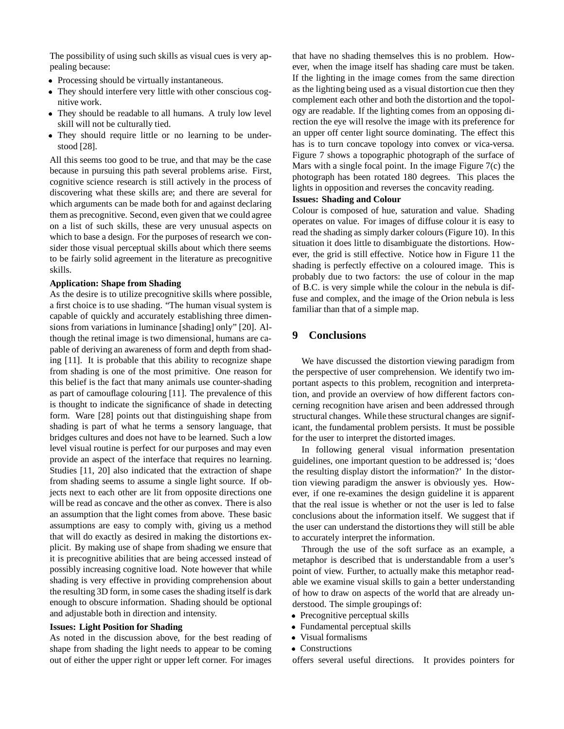The possibility of using such skills as visual cues is very appealing because:

- Processing should be virtually instantaneous.
- They should interfere very little with other conscious cognitive work.
- They should be readable to all humans. A truly low level skill will not be culturally tied.
- They should require little or no learning to be understood [28].

All this seems too good to be true, and that may be the case because in pursuing this path several problems arise. First, cognitive science research is still actively in the process of discovering what these skills are; and there are several for which arguments can be made both for and against declaring them as precognitive. Second, even given that we could agree on a list of such skills, these are very unusual aspects on which to base a design. For the purposes of research we consider those visual perceptual skills about which there seems to be fairly solid agreement in the literature as precognitive skills.

**Application: Shape from Shading**

As the desire is to utilize precognitive skills where possible, a first choice is to use shading. "The human visual system is capable of quickly and accurately establishing three dimensions from variations in luminance [shading] only" [20]. Although the retinal image is two dimensional, humans are capable of deriving an awareness of form and depth from shading [11]. It is probable that this ability to recognize shape from shading is one of the most primitive. One reason for this belief is the fact that many animals use counter-shading as part of camouflage colouring [11]. The prevalence of this is thought to indicate the significance of shade in detecting form. Ware [28] points out that distinguishing shape from shading is part of what he terms a sensory language, that bridges cultures and does not have to be learned. Such a low level visual routine is perfect for our purposes and may even provide an aspect of the interface that requires no learning. Studies [11, 20] also indicated that the extraction of shape from shading seems to assume a single light source. If objects next to each other are lit from opposite directions one will be read as concave and the other as convex. There is also an assumption that the light comes from above. These basic assumptions are easy to comply with, giving us a method that will do exactly as desired in making the distortions explicit. By making use of shape from shading we ensure that it is precognitive abilities that are being accessed instead of possibly increasing cognitive load. Note however that while shading is very effective in providing comprehension about the resulting 3D form, in some cases the shading itself is dark enough to obscure information. Shading should be optional and adjustable both in direction and intensity.

**Issues: Light Position for Shading**

As noted in the discussion above, for the best reading of shape from shading the light needs to appear to be coming out of either the upper right or upper left corner. For images that have no shading themselves this is no problem. However, when the image itself has shading care must be taken. If the lighting in the image comes from the same direction as the lighting being used as a visual distortion cue then they complement each other and both the distortion and the topology are readable. If the lighting comes from an opposing direction the eye will resolve the image with its preference for an upper off center light source dominating. The effect this has is to turn concave topology into convex or vica-versa. Figure 7 shows a topographic photograph of the surface of Mars with a single focal point. In the image Figure 7(c) the photograph has been rotated 180 degrees. This places the lights in opposition and reverses the concavity reading.

**Issues: Shading and Colour**

Colour is composed of hue, saturation and value. Shading operates on value. For images of diffuse colour it is easy to read the shading as simply darker colours (Figure 10). In this situation it does little to disambiguate the distortions. However, the grid is still effective. Notice how in Figure 11 the shading is perfectly effective on a coloured image. This is probably due to two factors: the use of colour in the map of B.C. is very simple while the colour in the nebula is diffuse and complex, and the image of the Orion nebula is less familiar than that of a simple map.

## 9 Conclusions

We have discussed the distortion viewing paradigm from the perspective of user comprehension. We identify two important aspects to this problem, recognition and interpretation, and provide an overview of how different factors concerning recognition have arisen and been addressed through structural changes. While these structural changes are significant, the fundamental problem persists. It must be possible for the user to interpret the distorted images.

In following general visual information presentation guidelines, one important question to be addressed is; 'does the resulting display distort the information?' In the distortion viewing paradigm the answer is obviously yes. However, if one re-examines the design guideline it is apparent that the real issue is whether or not the user is led to false conclusions about the information itself. We suggest that if the user can understand the distortions they will still be able to accurately interpret the information.

Through the use of the soft surface as an example, a metaphor is described that is understandable from a user's point of view. Further, to actually make this metaphor readable we examine visual skills to gain a better understanding of how to draw on aspects of the world that are already understood. The simple groupings of:

- Precognitive perceptual skills
- Fundamental perceptual skills
- Visual formalisms
- Constructions

offers several useful directions. It provides pointers for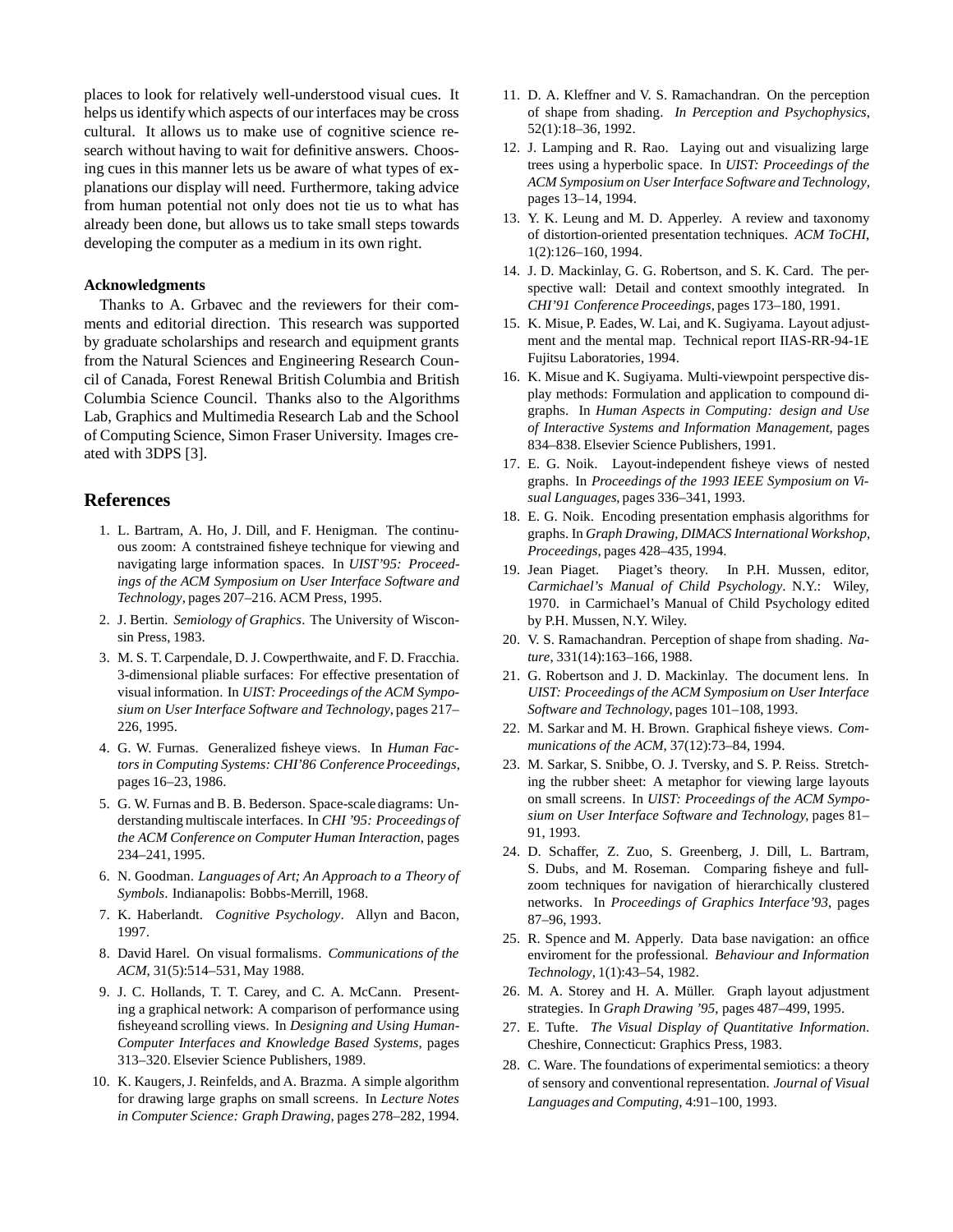places to look for relatively well-understood visual cues. It helps us identify which aspects of our interfaces may be cross cultural. It allows us to make use of cognitive science research without having to wait for definitive answers. Choosing cues in this manner lets us be aware of what types of explanations our display will need. Furthermore, taking advice from human potential not only does not tie us to what has already been done, but allows us to take small steps towards developing the computer as a medium in its own right.

### Acknowledgments

Thanks to A. Grbavec and the reviewers for their comments and editorial direction. This research was supported by graduate scholarships and research and equipment grants from the Natural Sciences and Engineering Research Council of Canada, Forest Renewal British Columbia and British Columbia Science Council. Thanks also to the Algorithms Lab, Graphics and Multimedia Research Lab and the School of Computing Science, Simon Fraser University. Images created with 3DPS [3].

## References

1. L. Bartram, A. Ho, J. Dill, and F. Henigman. The continuous zoom: A contstrained fisheye technique for viewing and navigating large information spaces. In *UIST'95: Proceedings of the ACM Symposium on User Interface Software and Technology*, pages 207–216. ACM Press, 1995.
2. J. Bertin. *Semiology of Graphics*. The University of Wisconsin Press, 1983.
3. M. S. T. Carpendale, D. J. Cowperthwaite, and F. D. Fracchia. 3-dimensional pliable surfaces: For effective presentation of visual information. In *UIST: Proceedings of the ACM Symposium on User Interface Software and Technology*, pages 217–226, 1995.
4. G. W. Furnas. Generalized fisheye views. In *Human Factors in Computing Systems: CHI'86 Conference Proceedings*, pages 16–23, 1986.
5. G. W. Furnas and B. B. Bederson. Space-scale diagrams: Understanding multiscale interfaces. In *CHI '95: Proceedings of the ACM Conference on Computer Human Interaction*, pages 234–241, 1995.
6. N. Goodman. *Languages of Art; An Approach to a Theory of Symbols*. Indianapolis: Bobbs-Merrill, 1968.
7. K. Haberlandt. *Cognitive Psychology*. Allyn and Bacon, 1997.
8. David Harel. On visual formalisms. *Communications of the ACM*, 31(5):514–531, May 1988.
9. J. C. Hollands, T. T. Carey, and C. A. McCann. Presenting a graphical network: A comparison of performance using fisheyeand scrolling views. In *Designing and Using Human-Computer Interfaces and Knowledge Based Systems*, pages 313–320. Elsevier Science Publishers, 1989.
10. K. Kaugers, J. Reinfelds, and A. Brazma. A simple algorithm for drawing large graphs on small screens. In *Lecture Notes in Computer Science: Graph Drawing*, pages 278–282, 1994.
11. D. A. Kleffner and V. S. Ramachandran. On the perception of shape from shading. *In Perception and Psychophysics*, 52(1):18–36, 1992.
12. J. Lamping and R. Rao. Laying out and visualizing large trees using a hyperbolic space. In *UIST: Proceedings of the ACM Symposium on User Interface Software and Technology*, pages 13–14, 1994.
13. Y. K. Leung and M. D. Apperley. A review and taxonomy of distortion-oriented presentation techniques. *ACM ToCHI*, 1(2):126–160, 1994.
14. J. D. Mackinlay, G. G. Robertson, and S. K. Card. The perspective wall: Detail and context smoothly integrated. In *CHI'91 Conference Proceedings*, pages 173–180, 1991.
15. K. Misue, P. Eades, W. Lai, and K. Sugiyama. Layout adjustment and the mental map. Technical report IIAS-RR-94-1E Fujitsu Laboratories, 1994.
16. K. Misue and K. Sugiyama. Multi-viewpoint perspective display methods: Formulation and application to compound digraphs. In *Human Aspects in Computing: design and Use of Interactive Systems and Information Management*, pages 834–838. Elsevier Science Publishers, 1991.
17. E. G. Noik. Layout-independent fisheye views of nested graphs. In *Proceedings of the 1993 IEEE Symposium on Visual Languages*, pages 336–341, 1993.
18. E. G. Noik. Encoding presentation emphasis algorithms for graphs. In *Graph Drawing, DIMACS International Workshop, Proceedings*, pages 428–435, 1994.
19. Jean Piaget. Piaget's theory. In P.H. Mussen, editor, *Carmichael's Manual of Child Psychology*. N.Y.: Wiley, 1970. in Carmichael's Manual of Child Psychology edited by P.H. Mussen, N.Y. Wiley.
20. V. S. Ramachandran. Perception of shape from shading. *Nature*, 331(14):163–166, 1988.
21. G. Robertson and J. D. Mackinlay. The document lens. In *UIST: Proceedings of the ACM Symposium on User Interface Software and Technology*, pages 101–108, 1993.
22. M. Sarkar and M. H. Brown. Graphical fisheye views. *Communications of the ACM*, 37(12):73–84, 1994.
23. M. Sarkar, S. Snibbe, O. J. Tversky, and S. P. Reiss. Stretching the rubber sheet: A metaphor for viewing large layouts on small screens. In *UIST: Proceedings of the ACM Symposium on User Interface Software and Technology*, pages 81–91, 1993.
24. D. Schaffer, Z. Zuo, S. Greenberg, J. Dill, L. Bartram, S. Dubs, and M. Roseman. Comparing fisheye and full-zoom techniques for navigation of hierarchically clustered networks. In *Proceedings of Graphics Interface'93*, pages 87–96, 1993.
25. R. Spence and M. Apperly. Data base navigation: an office enviroment for the professional. *Behaviour and Information Technology*, 1(1):43–54, 1982.
26. M. A. Storey and H. A. Müller. Graph layout adjustment strategies. In *Graph Drawing '95*, pages 487–499, 1995.
27. E. Tufte. *The Visual Display of Quantitative Information*. Cheshire, Connecticut: Graphics Press, 1983.
28. C. Ware. The foundations of experimental semiotics: a theory of sensory and conventional representation. *Journal of Visual Languages and Computing*, 4:91–100, 1993.